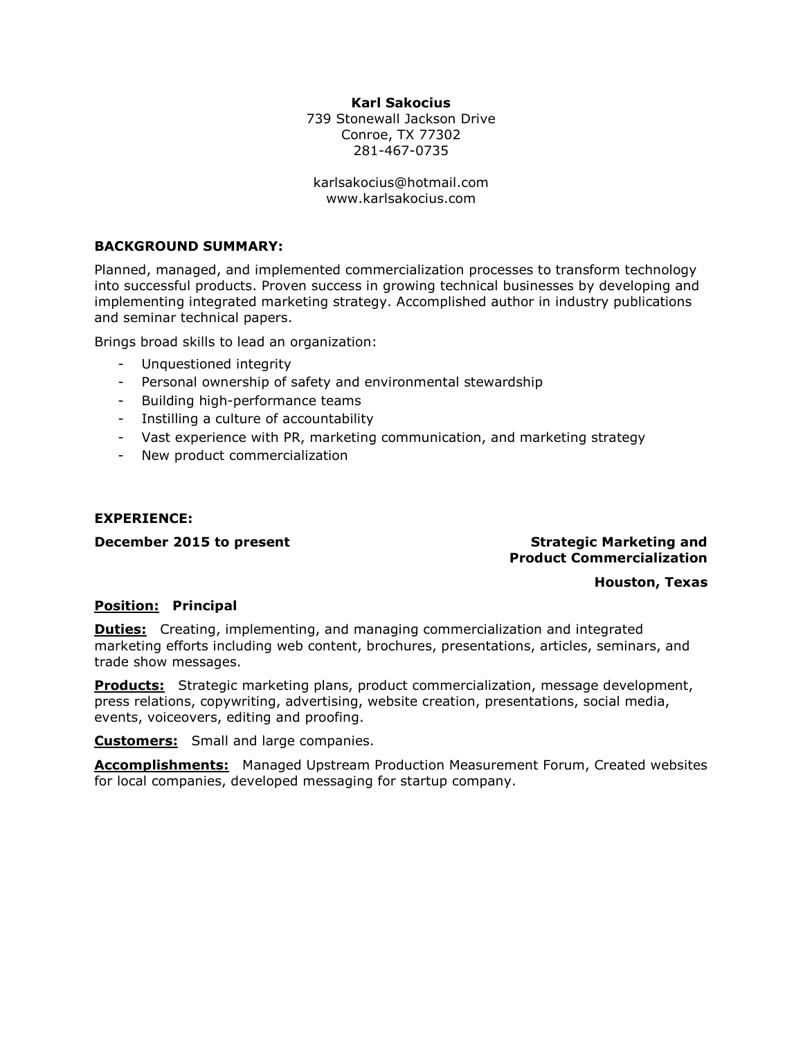**Karl Sakocius**
739 Stonewall Jackson Drive
Conroe, TX 77302
281-467-0735

karlsakocius@hotmail.com
www.karlsakocius.com

## BACKGROUND SUMMARY:

Planned, managed, and implemented commercialization processes to transform technology into successful products. Proven success in growing technical businesses by developing and implementing integrated marketing strategy. Accomplished author in industry publications and seminar technical papers.

Brings broad skills to lead an organization:

- Unquestioned integrity
- Personal ownership of safety and environmental stewardship
- Building high-performance teams
- Instilling a culture of accountability
- Vast experience with PR, marketing communication, and marketing strategy
- New product commercialization

## EXPERIENCE:

**December 2015 to present** — **Strategic Marketing and Product Commercialization**

**Houston, Texas**

**Position:** **Principal**

**Duties:** Creating, implementing, and managing commercialization and integrated marketing efforts including web content, brochures, presentations, articles, seminars, and trade show messages.

**Products:** Strategic marketing plans, product commercialization, message development, press relations, copywriting, advertising, website creation, presentations, social media, events, voiceovers, editing and proofing.

**Customers:** Small and large companies.

**Accomplishments:** Managed Upstream Production Measurement Forum, Created websites for local companies, developed messaging for startup company.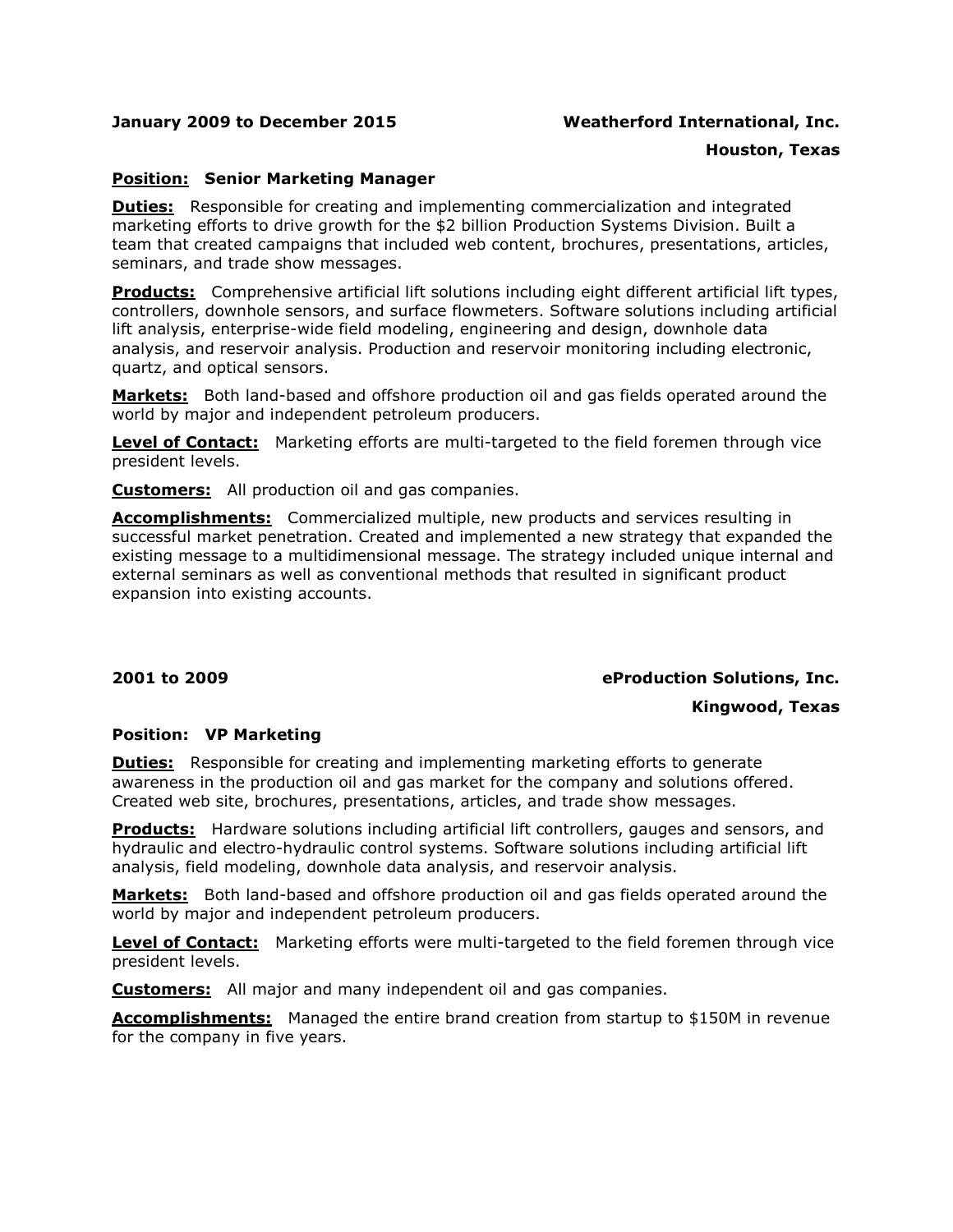**January 2009 to December 2015** **Weatherford International, Inc.**
**Houston, Texas**

**Position: Senior Marketing Manager**

**Duties:** Responsible for creating and implementing commercialization and integrated marketing efforts to drive growth for the $2 billion Production Systems Division. Built a team that created campaigns that included web content, brochures, presentations, articles, seminars, and trade show messages.

**Products:** Comprehensive artificial lift solutions including eight different artificial lift types, controllers, downhole sensors, and surface flowmeters. Software solutions including artificial lift analysis, enterprise-wide field modeling, engineering and design, downhole data analysis, and reservoir analysis. Production and reservoir monitoring including electronic, quartz, and optical sensors.

**Markets:** Both land-based and offshore production oil and gas fields operated around the world by major and independent petroleum producers.

**Level of Contact:** Marketing efforts are multi-targeted to the field foremen through vice president levels.

**Customers:** All production oil and gas companies.

**Accomplishments:** Commercialized multiple, new products and services resulting in successful market penetration. Created and implemented a new strategy that expanded the existing message to a multidimensional message. The strategy included unique internal and external seminars as well as conventional methods that resulted in significant product expansion into existing accounts.

**2001 to 2009** **eProduction Solutions, Inc.**
**Kingwood, Texas**

**Position: VP Marketing**

**Duties:** Responsible for creating and implementing marketing efforts to generate awareness in the production oil and gas market for the company and solutions offered. Created web site, brochures, presentations, articles, and trade show messages.

**Products:** Hardware solutions including artificial lift controllers, gauges and sensors, and hydraulic and electro-hydraulic control systems. Software solutions including artificial lift analysis, field modeling, downhole data analysis, and reservoir analysis.

**Markets:** Both land-based and offshore production oil and gas fields operated around the world by major and independent petroleum producers.

**Level of Contact:** Marketing efforts were multi-targeted to the field foremen through vice president levels.

**Customers:** All major and many independent oil and gas companies.

**Accomplishments:** Managed the entire brand creation from startup to $150M in revenue for the company in five years.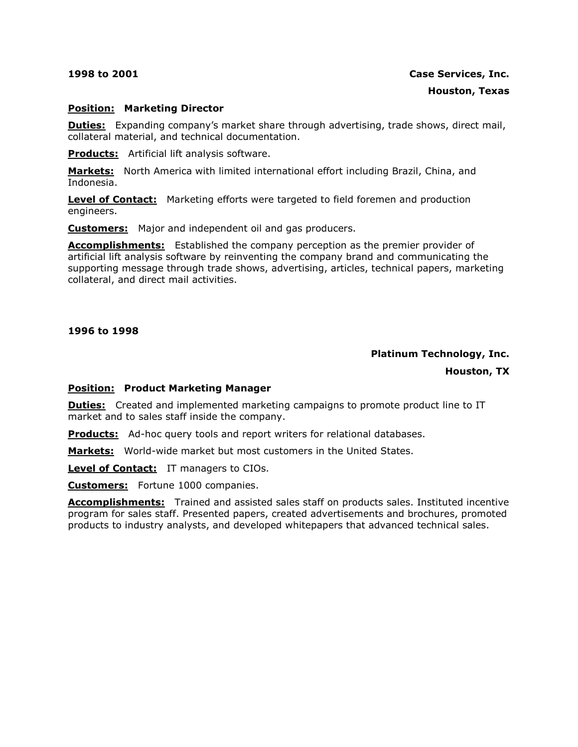**1998 to 2001** **Case Services, Inc.**

**Houston, Texas**

**Position: Marketing Director**

**Duties:** Expanding company's market share through advertising, trade shows, direct mail, collateral material, and technical documentation.

**Products:** Artificial lift analysis software.

**Markets:** North America with limited international effort including Brazil, China, and Indonesia.

**Level of Contact:** Marketing efforts were targeted to field foremen and production engineers.

**Customers:** Major and independent oil and gas producers.

**Accomplishments:** Established the company perception as the premier provider of artificial lift analysis software by reinventing the company brand and communicating the supporting message through trade shows, advertising, articles, technical papers, marketing collateral, and direct mail activities.

**1996 to 1998**

**Platinum Technology, Inc.**

**Houston, TX**

**Position: Product Marketing Manager**

**Duties:** Created and implemented marketing campaigns to promote product line to IT market and to sales staff inside the company.

**Products:** Ad-hoc query tools and report writers for relational databases.

**Markets:** World-wide market but most customers in the United States.

**Level of Contact:** IT managers to CIOs.

**Customers:** Fortune 1000 companies.

**Accomplishments:** Trained and assisted sales staff on products sales. Instituted incentive program for sales staff. Presented papers, created advertisements and brochures, promoted products to industry analysts, and developed whitepapers that advanced technical sales.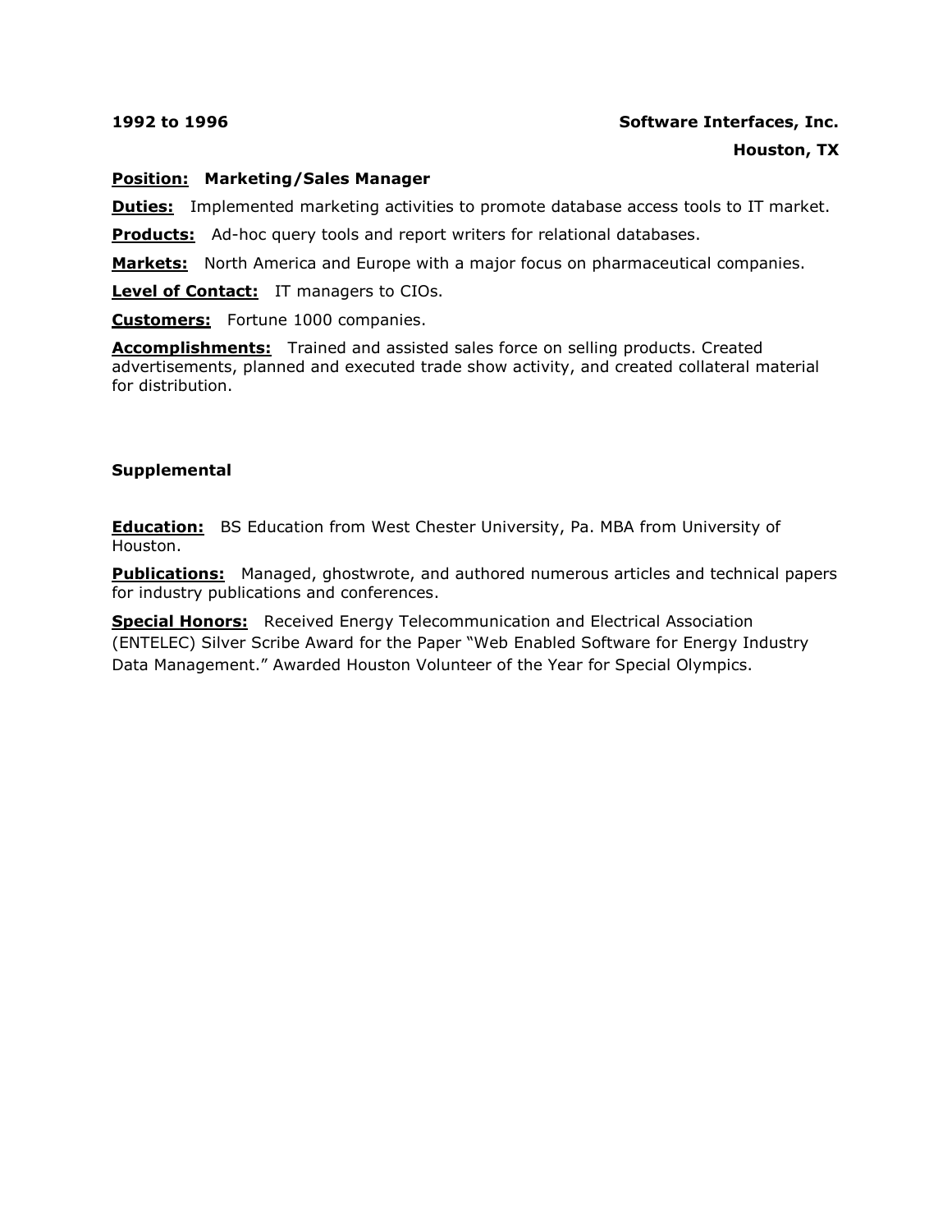**1992 to 1996** **Software Interfaces, Inc.**
**Houston, TX**

**Position: Marketing/Sales Manager**

**Duties:** Implemented marketing activities to promote database access tools to IT market.

**Products:** Ad-hoc query tools and report writers for relational databases.

**Markets:** North America and Europe with a major focus on pharmaceutical companies.

**Level of Contact:** IT managers to CIOs.

**Customers:** Fortune 1000 companies.

**Accomplishments:** Trained and assisted sales force on selling products. Created advertisements, planned and executed trade show activity, and created collateral material for distribution.

### Supplemental

**Education:** BS Education from West Chester University, Pa. MBA from University of Houston.

**Publications:** Managed, ghostwrote, and authored numerous articles and technical papers for industry publications and conferences.

**Special Honors:** Received Energy Telecommunication and Electrical Association (ENTELEC) Silver Scribe Award for the Paper "Web Enabled Software for Energy Industry Data Management." Awarded Houston Volunteer of the Year for Special Olympics.